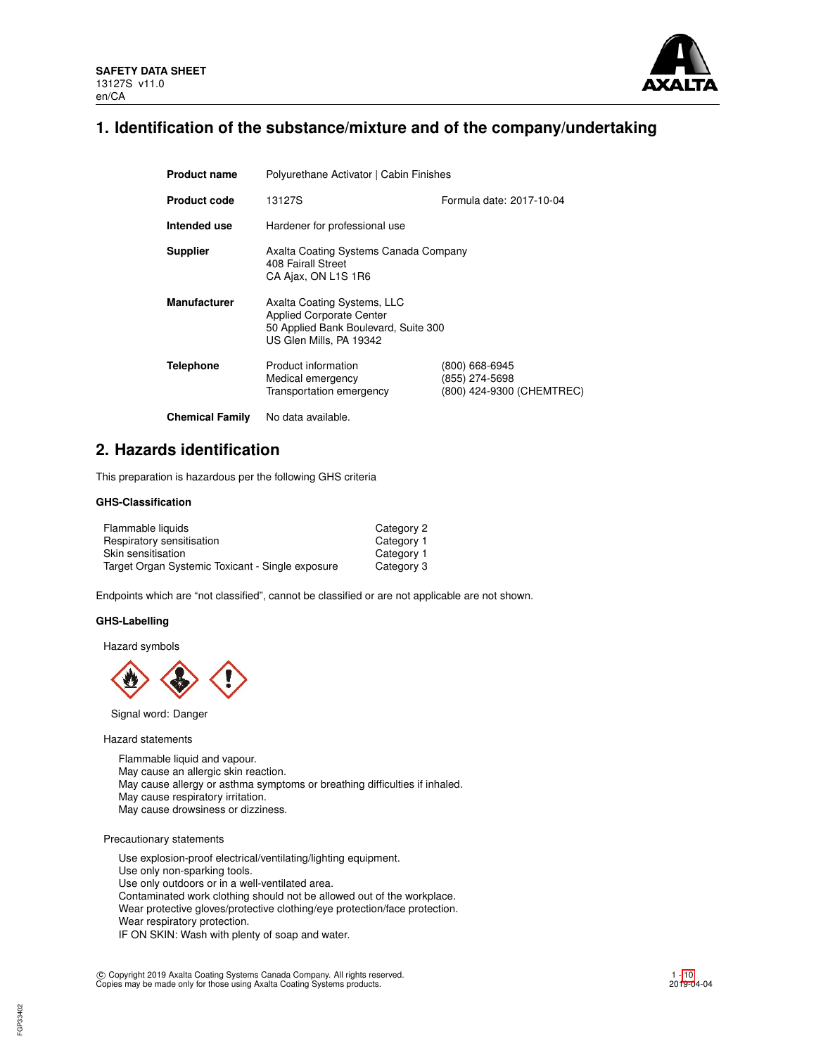**SAFETY DATA SHEET**
13127S v11.0
en/CA

# 1. Identification of the substance/mixture and of the company/undertaking

| | | |
|---|---|---|
| **Product name** | Polyurethane Activator \| Cabin Finishes | |
| **Product code** | 13127S | Formula date: 2017-10-04 |
| **Intended use** | Hardener for professional use | |
| **Supplier** | Axalta Coating Systems Canada Company<br>408 Fairall Street<br>CA Ajax, ON L1S 1R6 | |
| **Manufacturer** | Axalta Coating Systems, LLC<br>Applied Corporate Center<br>50 Applied Bank Boulevard, Suite 300<br>US Glen Mills, PA 19342 | |
| **Telephone** | Product information<br>Medical emergency<br>Transportation emergency | (800) 668-6945<br>(855) 274-5698<br>(800) 424-9300 (CHEMTREC) |
| **Chemical Family** | No data available. | |

# 2. Hazards identification

This preparation is hazardous per the following GHS criteria

### GHS-Classification

| | |
|---|---|
| Flammable liquids | Category 2 |
| Respiratory sensitisation | Category 1 |
| Skin sensitisation | Category 1 |
| Target Organ Systemic Toxicant - Single exposure | Category 3 |

Endpoints which are "not classified", cannot be classified or are not applicable are not shown.

### GHS-Labelling

Hazard symbols

Signal word: Danger

Hazard statements

Flammable liquid and vapour.
May cause an allergic skin reaction.
May cause allergy or asthma symptoms or breathing difficulties if inhaled.
May cause respiratory irritation.
May cause drowsiness or dizziness.

Precautionary statements

Use explosion-proof electrical/ventilating/lighting equipment.
Use only non-sparking tools.
Use only outdoors or in a well-ventilated area.
Contaminated work clothing should not be allowed out of the workplace.
Wear protective gloves/protective clothing/eye protection/face protection.
Wear respiratory protection.
IF ON SKIN: Wash with plenty of soap and water.

© Copyright 2019 Axalta Coating Systems Canada Company. All rights reserved.
Copies may be made only for those using Axalta Coating Systems products.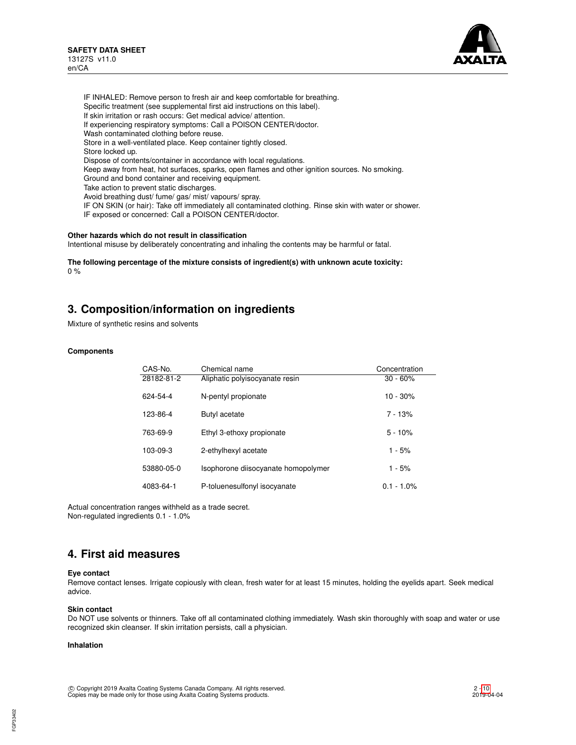IF INHALED: Remove person to fresh air and keep comfortable for breathing.
Specific treatment (see supplemental first aid instructions on this label).
If skin irritation or rash occurs: Get medical advice/ attention.
If experiencing respiratory symptoms: Call a POISON CENTER/doctor.
Wash contaminated clothing before reuse.
Store in a well-ventilated place. Keep container tightly closed.
Store locked up.
Dispose of contents/container in accordance with local regulations.
Keep away from heat, hot surfaces, sparks, open flames and other ignition sources. No smoking.
Ground and bond container and receiving equipment.
Take action to prevent static discharges.
Avoid breathing dust/ fume/ gas/ mist/ vapours/ spray.
IF ON SKIN (or hair): Take off immediately all contaminated clothing. Rinse skin with water or shower.
IF exposed or concerned: Call a POISON CENTER/doctor.

**Other hazards which do not result in classification**
Intentional misuse by deliberately concentrating and inhaling the contents may be harmful or fatal.

**The following percentage of the mixture consists of ingredient(s) with unknown acute toxicity:**
0 %

## 3. Composition/information on ingredients

Mixture of synthetic resins and solvents

**Components**

| CAS-No. | Chemical name | Concentration |
|---|---|---|
| 28182-81-2 | Aliphatic polyisocyanate resin | 30 - 60% |
| 624-54-4 | N-pentyl propionate | 10 - 30% |
| 123-86-4 | Butyl acetate | 7 - 13% |
| 763-69-9 | Ethyl 3-ethoxy propionate | 5 - 10% |
| 103-09-3 | 2-ethylhexyl acetate | 1 - 5% |
| 53880-05-0 | Isophorone diisocyanate homopolymer | 1 - 5% |
| 4083-64-1 | P-toluenesulfonyl isocyanate | 0.1 - 1.0% |

Actual concentration ranges withheld as a trade secret.
Non-regulated ingredients 0.1 - 1.0%

## 4. First aid measures

**Eye contact**
Remove contact lenses. Irrigate copiously with clean, fresh water for at least 15 minutes, holding the eyelids apart. Seek medical advice.

**Skin contact**
Do NOT use solvents or thinners. Take off all contaminated clothing immediately. Wash skin thoroughly with soap and water or use recognized skin cleanser. If skin irritation persists, call a physician.

**Inhalation**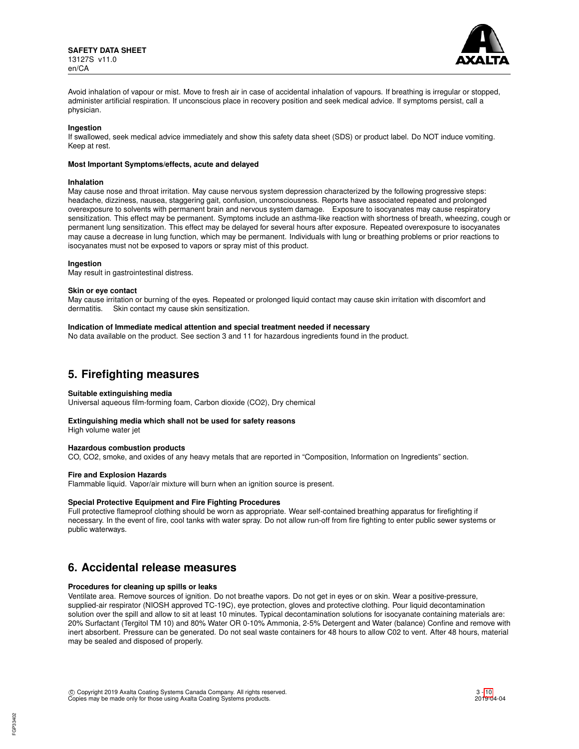Avoid inhalation of vapour or mist. Move to fresh air in case of accidental inhalation of vapours. If breathing is irregular or stopped, administer artificial respiration. If unconscious place in recovery position and seek medical advice. If symptoms persist, call a physician.

**Ingestion**

If swallowed, seek medical advice immediately and show this safety data sheet (SDS) or product label. Do NOT induce vomiting. Keep at rest.

**Most Important Symptoms/effects, acute and delayed**

**Inhalation**

May cause nose and throat irritation. May cause nervous system depression characterized by the following progressive steps: headache, dizziness, nausea, staggering gait, confusion, unconsciousness. Reports have associated repeated and prolonged overexposure to solvents with permanent brain and nervous system damage. Exposure to isocyanates may cause respiratory sensitization. This effect may be permanent. Symptoms include an asthma-like reaction with shortness of breath, wheezing, cough or permanent lung sensitization. This effect may be delayed for several hours after exposure. Repeated overexposure to isocyanates may cause a decrease in lung function, which may be permanent. Individuals with lung or breathing problems or prior reactions to isocyanates must not be exposed to vapors or spray mist of this product.

**Ingestion**

May result in gastrointestinal distress.

**Skin or eye contact**

May cause irritation or burning of the eyes. Repeated or prolonged liquid contact may cause skin irritation with discomfort and dermatitis. Skin contact my cause skin sensitization.

**Indication of Immediate medical attention and special treatment needed if necessary**

No data available on the product. See section 3 and 11 for hazardous ingredients found in the product.

## 5. Firefighting measures

**Suitable extinguishing media**

Universal aqueous film-forming foam, Carbon dioxide ($CO_2$), Dry chemical

**Extinguishing media which shall not be used for safety reasons**

High volume water jet

**Hazardous combustion products**

CO, $CO_2$, smoke, and oxides of any heavy metals that are reported in “Composition, Information on Ingredients” section.

**Fire and Explosion Hazards**

Flammable liquid. Vapor/air mixture will burn when an ignition source is present.

**Special Protective Equipment and Fire Fighting Procedures**

Full protective flameproof clothing should be worn as appropriate. Wear self-contained breathing apparatus for firefighting if necessary. In the event of fire, cool tanks with water spray. Do not allow run-off from fire fighting to enter public sewer systems or public waterways.

## 6. Accidental release measures

**Procedures for cleaning up spills or leaks**

Ventilate area. Remove sources of ignition. Do not breathe vapors. Do not get in eyes or on skin. Wear a positive-pressure, supplied-air respirator (NIOSH approved TC-19C), eye protection, gloves and protective clothing. Pour liquid decontamination solution over the spill and allow to sit at least 10 minutes. Typical decontamination solutions for isocyanate containing materials are: 20% Surfactant (Tergitol TM 10) and 80% Water OR 0-10% Ammonia, 2-5% Detergent and Water (balance) Confine and remove with inert absorbent. Pressure can be generated. Do not seal waste containers for 48 hours to allow C02 to vent. After 48 hours, material may be sealed and disposed of properly.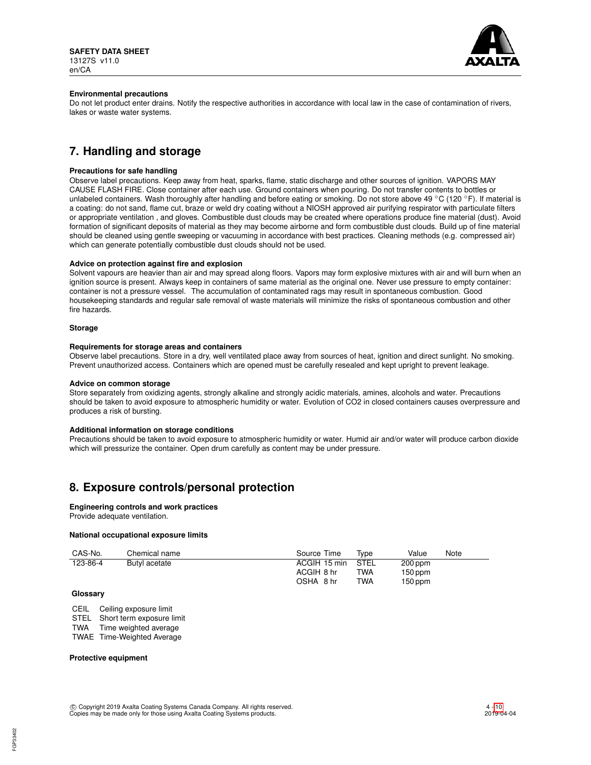### Environmental precautions

Do not let product enter drains. Notify the respective authorities in accordance with local law in the case of contamination of rivers, lakes or waste water systems.

## 7. Handling and storage

### Precautions for safe handling

Observe label precautions. Keep away from heat, sparks, flame, static discharge and other sources of ignition. VAPORS MAY CAUSE FLASH FIRE. Close container after each use. Ground containers when pouring. Do not transfer contents to bottles or unlabeled containers. Wash thoroughly after handling and before eating or smoking. Do not store above 49 °C (120 °F). If material is a coating: do not sand, flame cut, braze or weld dry coating without a NIOSH approved air purifying respirator with particulate filters or appropriate ventilation , and gloves. Combustible dust clouds may be created where operations produce fine material (dust). Avoid formation of significant deposits of material as they may become airborne and form combustible dust clouds. Build up of fine material should be cleaned using gentle sweeping or vacuuming in accordance with best practices. Cleaning methods (e.g. compressed air) which can generate potentially combustible dust clouds should not be used.

### Advice on protection against fire and explosion

Solvent vapours are heavier than air and may spread along floors. Vapors may form explosive mixtures with air and will burn when an ignition source is present. Always keep in containers of same material as the original one. Never use pressure to empty container: container is not a pressure vessel. The accumulation of contaminated rags may result in spontaneous combustion. Good housekeeping standards and regular safe removal of waste materials will minimize the risks of spontaneous combustion and other fire hazards.

### Storage

### Requirements for storage areas and containers

Observe label precautions. Store in a dry, well ventilated place away from sources of heat, ignition and direct sunlight. No smoking. Prevent unauthorized access. Containers which are opened must be carefully resealed and kept upright to prevent leakage.

### Advice on common storage

Store separately from oxidizing agents, strongly alkaline and strongly acidic materials, amines, alcohols and water. Precautions should be taken to avoid exposure to atmospheric humidity or water. Evolution of $CO_2$ in closed containers causes overpressure and produces a risk of bursting.

### Additional information on storage conditions

Precautions should be taken to avoid exposure to atmospheric humidity or water. Humid air and/or water will produce carbon dioxide which will pressurize the container. Open drum carefully as content may be under pressure.

## 8. Exposure controls/personal protection

### Engineering controls and work practices

Provide adequate ventilation.

### National occupational exposure limits

| CAS-No. | Chemical name | Source | Time | Type | Value | Note |
|---|---|---|---|---|---|---|
| 123-86-4 | Butyl acetate | ACGIH | 15 min | STEL | 200 ppm | |
| | | ACGIH | 8 hr | TWA | 150 ppm | |
| | | OSHA | 8 hr | TWA | 150 ppm | |

### Glossary

- CEIL Ceiling exposure limit
- STEL Short term exposure limit
- TWA Time weighted average
- TWAE Time-Weighted Average

### Protective equipment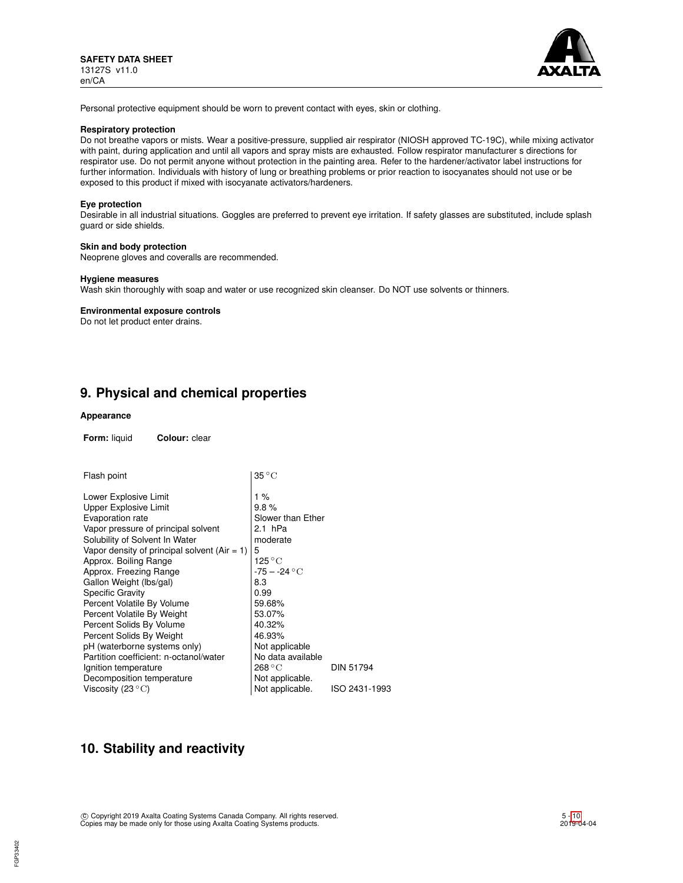Personal protective equipment should be worn to prevent contact with eyes, skin or clothing.

**Respiratory protection**
Do not breathe vapors or mists. Wear a positive-pressure, supplied air respirator (NIOSH approved TC-19C), while mixing activator with paint, during application and until all vapors and spray mists are exhausted. Follow respirator manufacturer s directions for respirator use. Do not permit anyone without protection in the painting area. Refer to the hardener/activator label instructions for further information. Individuals with history of lung or breathing problems or prior reaction to isocyanates should not use or be exposed to this product if mixed with isocyanate activators/hardeners.

**Eye protection**
Desirable in all industrial situations. Goggles are preferred to prevent eye irritation. If safety glasses are substituted, include splash guard or side shields.

**Skin and body protection**
Neoprene gloves and coveralls are recommended.

**Hygiene measures**
Wash skin thoroughly with soap and water or use recognized skin cleanser. Do NOT use solvents or thinners.

**Environmental exposure controls**
Do not let product enter drains.

## 9. Physical and chemical properties

**Appearance**

**Form:** liquid **Colour:** clear

| Property | Value | Method |
|---|---|---|
| Flash point | 35 °C | |
| Lower Explosive Limit | 1 % | |
| Upper Explosive Limit | 9.8 % | |
| Evaporation rate | Slower than Ether | |
| Vapor pressure of principal solvent | 2.1 hPa | |
| Solubility of Solvent In Water | moderate | |
| Vapor density of principal solvent (Air = 1) | 5 | |
| Approx. Boiling Range | 125 °C | |
| Approx. Freezing Range | -75 – -24 °C | |
| Gallon Weight (lbs/gal) | 8.3 | |
| Specific Gravity | 0.99 | |
| Percent Volatile By Volume | 59.68% | |
| Percent Volatile By Weight | 53.07% | |
| Percent Solids By Volume | 40.32% | |
| Percent Solids By Weight | 46.93% | |
| pH (waterborne systems only) | Not applicable | |
| Partition coefficient: n-octanol/water | No data available | |
| Ignition temperature | 268 °C | DIN 51794 |
| Decomposition temperature | Not applicable. | |
| Viscosity (23 °C) | Not applicable. | ISO 2431-1993 |

## 10. Stability and reactivity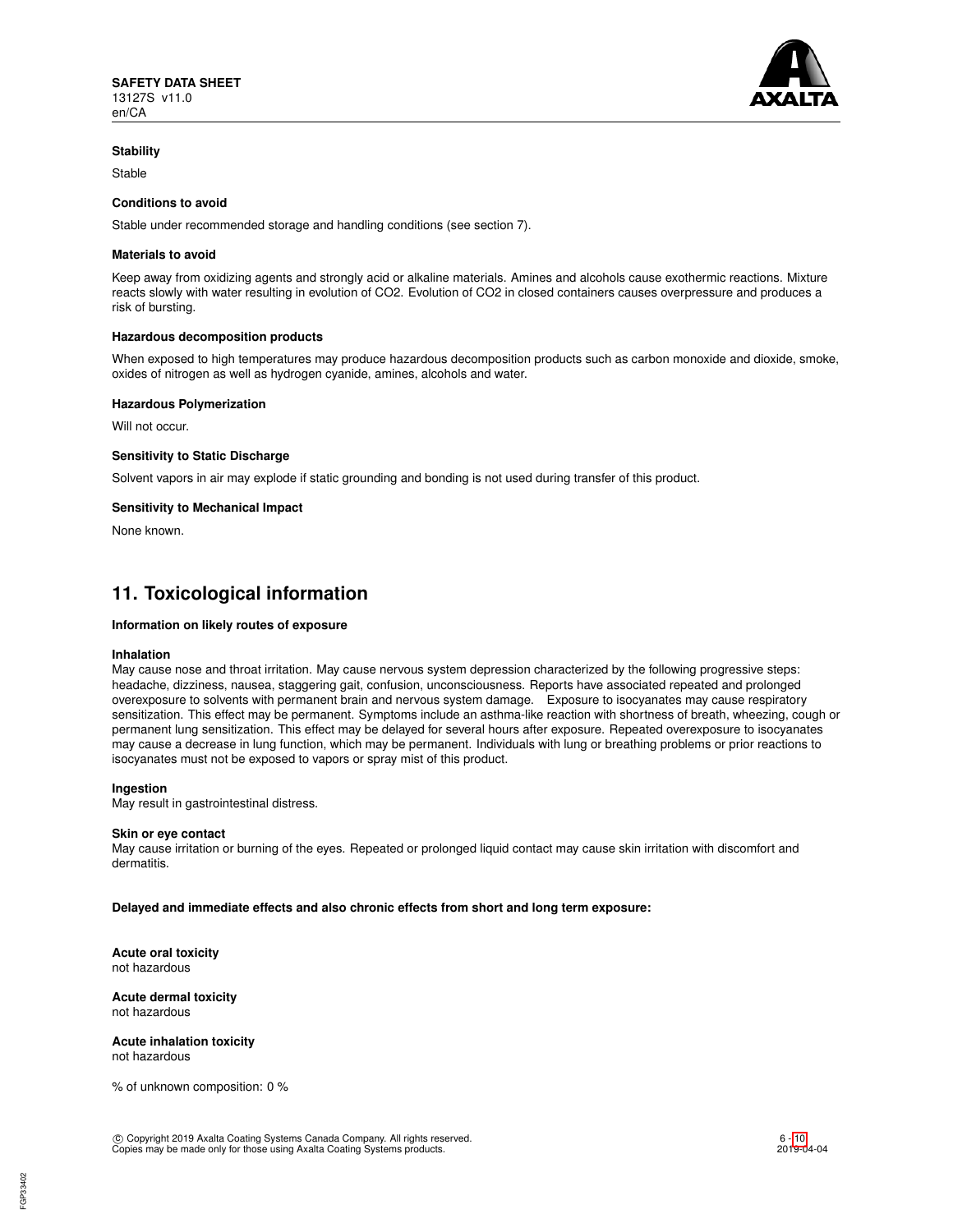**Stability**

Stable

**Conditions to avoid**

Stable under recommended storage and handling conditions (see section 7).

**Materials to avoid**

Keep away from oxidizing agents and strongly acid or alkaline materials. Amines and alcohols cause exothermic reactions. Mixture reacts slowly with water resulting in evolution of $CO_2$. Evolution of $CO_2$ in closed containers causes overpressure and produces a risk of bursting.

**Hazardous decomposition products**

When exposed to high temperatures may produce hazardous decomposition products such as carbon monoxide and dioxide, smoke, oxides of nitrogen as well as hydrogen cyanide, amines, alcohols and water.

**Hazardous Polymerization**

Will not occur.

**Sensitivity to Static Discharge**

Solvent vapors in air may explode if static grounding and bonding is not used during transfer of this product.

**Sensitivity to Mechanical Impact**

None known.

## 11. Toxicological information

**Information on likely routes of exposure**

**Inhalation**
May cause nose and throat irritation. May cause nervous system depression characterized by the following progressive steps: headache, dizziness, nausea, staggering gait, confusion, unconsciousness. Reports have associated repeated and prolonged overexposure to solvents with permanent brain and nervous system damage. Exposure to isocyanates may cause respiratory sensitization. This effect may be permanent. Symptoms include an asthma-like reaction with shortness of breath, wheezing, cough or permanent lung sensitization. This effect may be delayed for several hours after exposure. Repeated overexposure to isocyanates may cause a decrease in lung function, which may be permanent. Individuals with lung or breathing problems or prior reactions to isocyanates must not be exposed to vapors or spray mist of this product.

**Ingestion**
May result in gastrointestinal distress.

**Skin or eye contact**
May cause irritation or burning of the eyes. Repeated or prolonged liquid contact may cause skin irritation with discomfort and dermatitis.

**Delayed and immediate effects and also chronic effects from short and long term exposure:**

**Acute oral toxicity**
not hazardous

**Acute dermal toxicity**
not hazardous

**Acute inhalation toxicity**
not hazardous

% of unknown composition: 0 %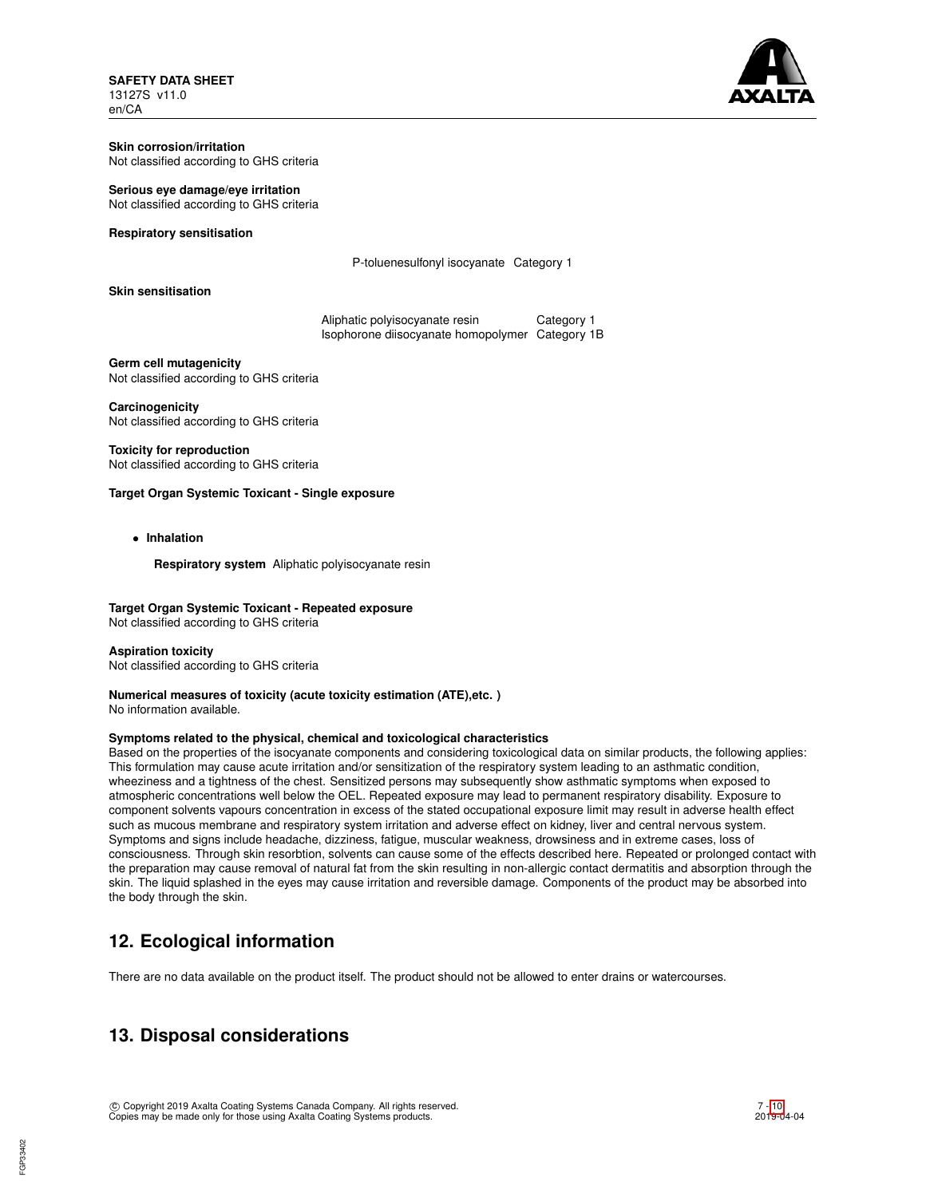**Skin corrosion/irritation**
Not classified according to GHS criteria

**Serious eye damage/eye irritation**
Not classified according to GHS criteria

**Respiratory sensitisation**

| | |
|---|---|
| P-toluenesulfonyl isocyanate | Category 1 |

**Skin sensitisation**

| | |
|---|---|
| Aliphatic polyisocyanate resin | Category 1 |
| Isophorone diisocyanate homopolymer | Category 1B |

**Germ cell mutagenicity**
Not classified according to GHS criteria

**Carcinogenicity**
Not classified according to GHS criteria

**Toxicity for reproduction**
Not classified according to GHS criteria

**Target Organ Systemic Toxicant - Single exposure**

- **Inhalation**

  **Respiratory system** Aliphatic polyisocyanate resin

**Target Organ Systemic Toxicant - Repeated exposure**
Not classified according to GHS criteria

**Aspiration toxicity**
Not classified according to GHS criteria

**Numerical measures of toxicity (acute toxicity estimation (ATE),etc. )**
No information available.

**Symptoms related to the physical, chemical and toxicological characteristics**
Based on the properties of the isocyanate components and considering toxicological data on similar products, the following applies: This formulation may cause acute irritation and/or sensitization of the respiratory system leading to an asthmatic condition, wheeziness and a tightness of the chest. Sensitized persons may subsequently show asthmatic symptoms when exposed to atmospheric concentrations well below the OEL. Repeated exposure may lead to permanent respiratory disability. Exposure to component solvents vapours concentration in excess of the stated occupational exposure limit may result in adverse health effect such as mucous membrane and respiratory system irritation and adverse effect on kidney, liver and central nervous system. Symptoms and signs include headache, dizziness, fatigue, muscular weakness, drowsiness and in extreme cases, loss of consciousness. Through skin resorbtion, solvents can cause some of the effects described here. Repeated or prolonged contact with the preparation may cause removal of natural fat from the skin resulting in non-allergic contact dermatitis and absorption through the skin. The liquid splashed in the eyes may cause irritation and reversible damage. Components of the product may be absorbed into the body through the skin.

## 12. Ecological information

There are no data available on the product itself. The product should not be allowed to enter drains or watercourses.

## 13. Disposal considerations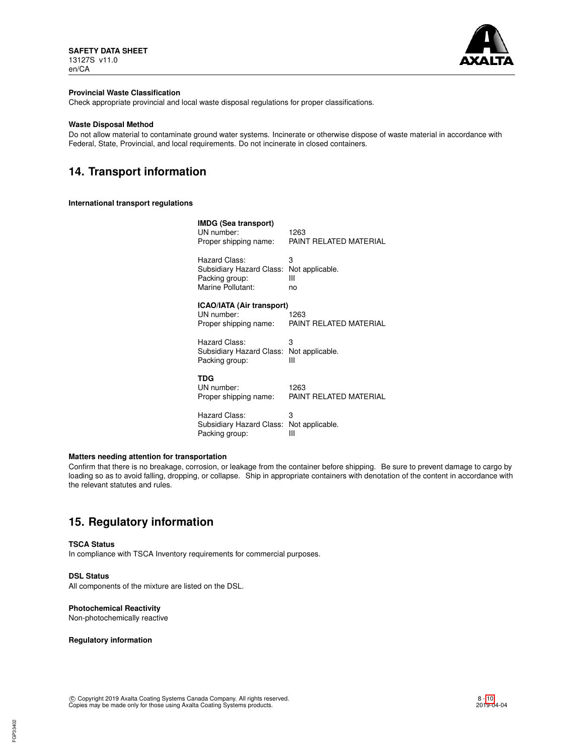**Provincial Waste Classification**

Check appropriate provincial and local waste disposal regulations for proper classifications.

**Waste Disposal Method**

Do not allow material to contaminate ground water systems. Incinerate or otherwise dispose of waste material in accordance with Federal, State, Provincial, and local requirements. Do not incinerate in closed containers.

## 14. Transport information

**International transport regulations**

**IMDG (Sea transport)**

| | |
|---|---|
| UN number: | 1263 |
| Proper shipping name: | PAINT RELATED MATERIAL |
| Hazard Class: | 3 |
| Subsidiary Hazard Class: | Not applicable. |
| Packing group: | III |
| Marine Pollutant: | no |

**ICAO/IATA (Air transport)**

| | |
|---|---|
| UN number: | 1263 |
| Proper shipping name: | PAINT RELATED MATERIAL |
| Hazard Class: | 3 |
| Subsidiary Hazard Class: | Not applicable. |
| Packing group: | III |

**TDG**

| | |
|---|---|
| UN number: | 1263 |
| Proper shipping name: | PAINT RELATED MATERIAL |
| Hazard Class: | 3 |
| Subsidiary Hazard Class: | Not applicable. |
| Packing group: | III |

**Matters needing attention for transportation**

Confirm that there is no breakage, corrosion, or leakage from the container before shipping. Be sure to prevent damage to cargo by loading so as to avoid falling, dropping, or collapse. Ship in appropriate containers with denotation of the content in accordance with the relevant statutes and rules.

## 15. Regulatory information

**TSCA Status**

In compliance with TSCA Inventory requirements for commercial purposes.

**DSL Status**

All components of the mixture are listed on the DSL.

**Photochemical Reactivity**

Non-photochemically reactive

**Regulatory information**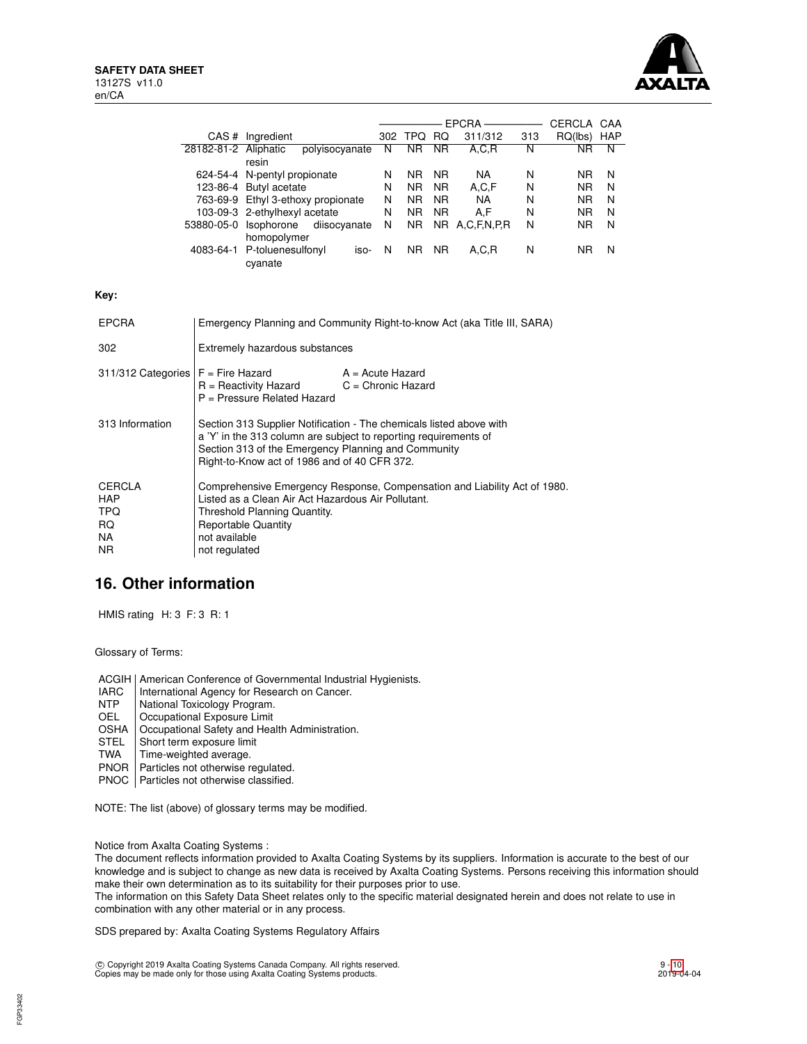| CAS # | Ingredient | EPCRA 302 | EPCRA TPQ | EPCRA RQ | EPCRA 311/312 | EPCRA 313 | CERCLA RQ(lbs) | CAA HAP |
|---|---|---|---|---|---|---|---|---|
| 28182-81-2 | Aliphatic polyisocyanate resin | N | NR | NR | A,C,R | N | NR | N |
| 624-54-4 | N-pentyl propionate | N | NR | NR | NA | N | NR | N |
| 123-86-4 | Butyl acetate | N | NR | NR | A,C,F | N | NR | N |
| 763-69-9 | Ethyl 3-ethoxy propionate | N | NR | NR | NA | N | NR | N |
| 103-09-3 | 2-ethylhexyl acetate | N | NR | NR | A,F | N | NR | N |
| 53880-05-0 | Isophorone diisocyanate homopolymer | N | NR | NR | A,C,F,N,P,R | N | NR | N |
| 4083-64-1 | P-toluenesulfonyl isocyanate | N | NR | NR | A,C,R | N | NR | N |

**Key:**

| | |
|---|---|
| EPCRA | Emergency Planning and Community Right-to-know Act (aka Title III, SARA) |
| 302 | Extremely hazardous substances |
| 311/312 Categories | F = Fire Hazard; A = Acute Hazard; R = Reactivity Hazard; C = Chronic Hazard; P = Pressure Related Hazard |
| 313 Information | Section 313 Supplier Notification - The chemicals listed above with a 'Y' in the 313 column are subject to reporting requirements of Section 313 of the Emergency Planning and Community Right-to-Know act of 1986 and of 40 CFR 372. |
| CERCLA | Comprehensive Emergency Response, Compensation and Liability Act of 1980. |
| HAP | Listed as a Clean Air Act Hazardous Air Pollutant. |
| TPQ | Threshold Planning Quantity. |
| RQ | Reportable Quantity |
| NA | not available |
| NR | not regulated |

## 16. Other information

HMIS rating H: 3 F: 3 R: 1

Glossary of Terms:

| | |
|---|---|
| ACGIH | American Conference of Governmental Industrial Hygienists. |
| IARC | International Agency for Research on Cancer. |
| NTP | National Toxicology Program. |
| OEL | Occupational Exposure Limit |
| OSHA | Occupational Safety and Health Administration. |
| STEL | Short term exposure limit |
| TWA | Time-weighted average. |
| PNOR | Particles not otherwise regulated. |
| PNOC | Particles not otherwise classified. |

NOTE: The list (above) of glossary terms may be modified.

Notice from Axalta Coating Systems :
The document reflects information provided to Axalta Coating Systems by its suppliers. Information is accurate to the best of our knowledge and is subject to change as new data is received by Axalta Coating Systems. Persons receiving this information should make their own determination as to its suitability for their purposes prior to use.
The information on this Safety Data Sheet relates only to the specific material designated herein and does not relate to use in combination with any other material or in any process.

SDS prepared by: Axalta Coating Systems Regulatory Affairs

© Copyright 2019 Axalta Coating Systems Canada Company. All rights reserved.
Copies may be made only for those using Axalta Coating Systems products.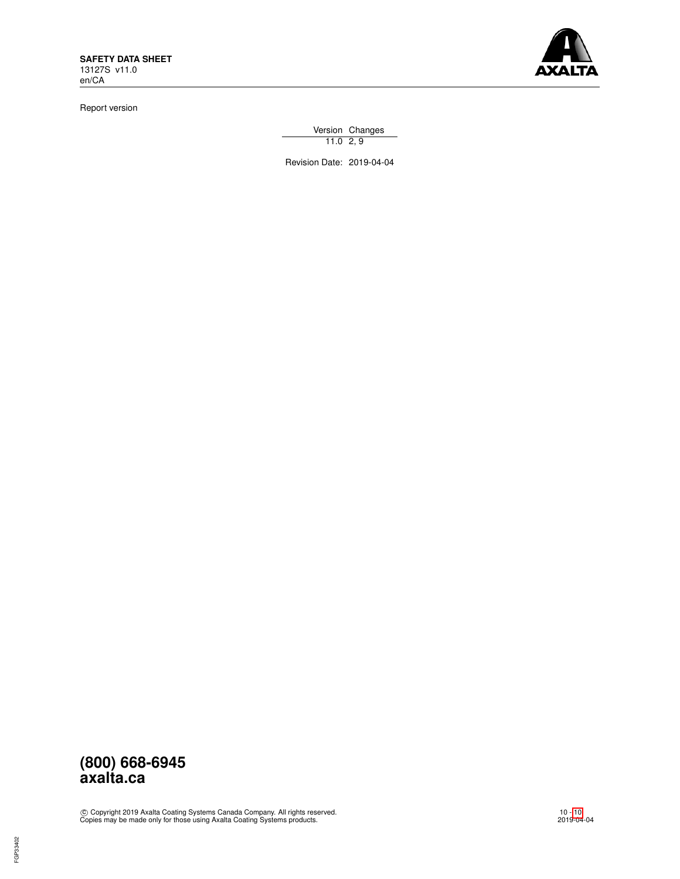Report version

| Version | Changes |
| --- | --- |
| 11.0 | 2, 9 |

Revision Date: 2019-04-04

**(800) 668-6945**
**axalta.ca**

© Copyright 2019 Axalta Coating Systems Canada Company. All rights reserved.
Copies may be made only for those using Axalta Coating Systems products.